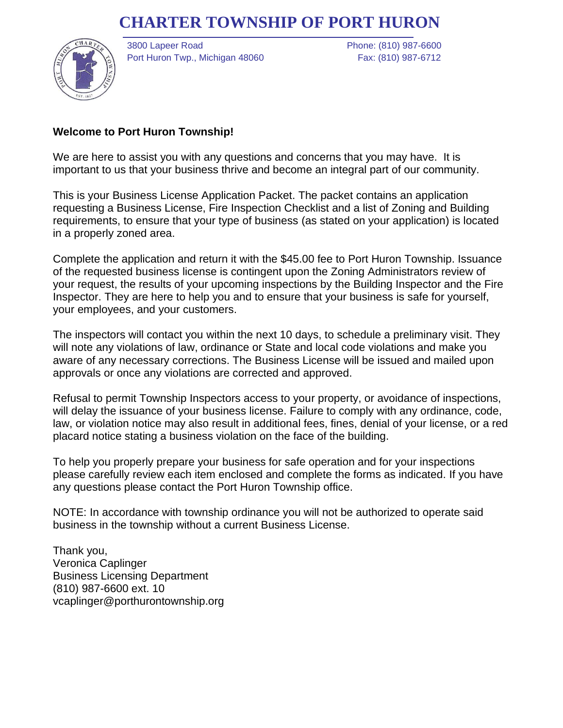# CHARTER TOWNSHIP OF PORT HURON

3800 Lapeer Road
Port Huron Twp., Michigan 48060

Phone: (810) 987-6600
Fax: (810) 987-6712

**Welcome to Port Huron Township!**

We are here to assist you with any questions and concerns that you may have. It is important to us that your business thrive and become an integral part of our community.

This is your Business License Application Packet. The packet contains an application requesting a Business License, Fire Inspection Checklist and a list of Zoning and Building requirements, to ensure that your type of business (as stated on your application) is located in a properly zoned area.

Complete the application and return it with the $45.00 fee to Port Huron Township. Issuance of the requested business license is contingent upon the Zoning Administrators review of your request, the results of your upcoming inspections by the Building Inspector and the Fire Inspector. They are here to help you and to ensure that your business is safe for yourself, your employees, and your customers.

The inspectors will contact you within the next 10 days, to schedule a preliminary visit. They will note any violations of law, ordinance or State and local code violations and make you aware of any necessary corrections. The Business License will be issued and mailed upon approvals or once any violations are corrected and approved.

Refusal to permit Township Inspectors access to your property, or avoidance of inspections, will delay the issuance of your business license. Failure to comply with any ordinance, code, law, or violation notice may also result in additional fees, fines, denial of your license, or a red placard notice stating a business violation on the face of the building.

To help you properly prepare your business for safe operation and for your inspections please carefully review each item enclosed and complete the forms as indicated. If you have any questions please contact the Port Huron Township office.

NOTE: In accordance with township ordinance you will not be authorized to operate said business in the township without a current Business License.

Thank you,
Veronica Caplinger
Business Licensing Department
(810) 987-6600 ext. 10
vcaplinger@porthurontownship.org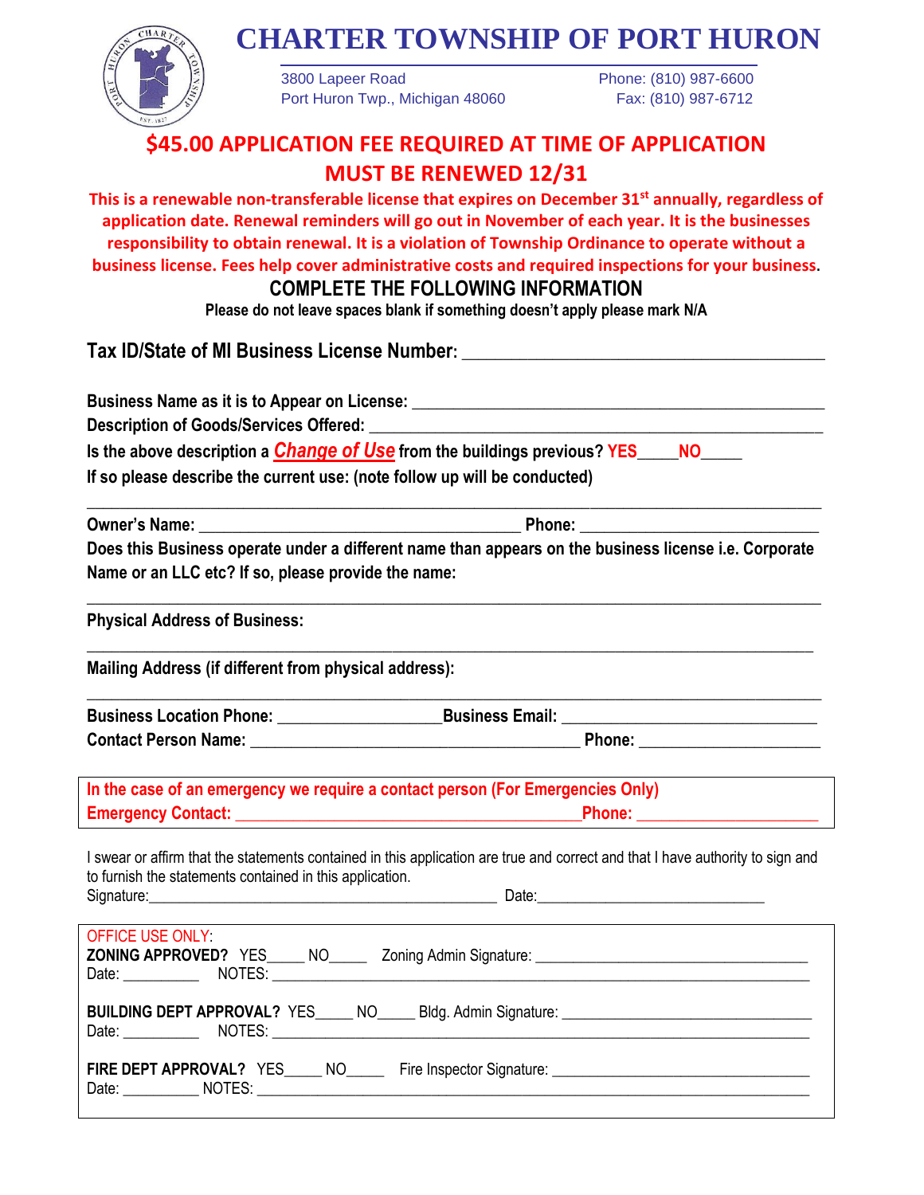# CHARTER TOWNSHIP OF PORT HURON

3800 Lapeer Road
Port Huron Twp., Michigan 48060

Phone: (810) 987-6600
Fax: (810) 987-6712

## $45.00 APPLICATION FEE REQUIRED AT TIME OF APPLICATION

## MUST BE RENEWED 12/31

**This is a renewable non-transferable license that expires on December 31st annually, regardless of application date. Renewal reminders will go out in November of each year. It is the businesses responsibility to obtain renewal. It is a violation of Township Ordinance to operate without a business license. Fees help cover administrative costs and required inspections for your business.**

### COMPLETE THE FOLLOWING INFORMATION

**Please do not leave spaces blank if something doesn't apply please mark N/A**

**Tax ID/State of MI Business License Number:** ______________________________________

**Business Name as it is to Appear on License:** ______________________________________

**Description of Goods/Services Offered:** ______________________________________

**Is the above description a *Change of Use* from the buildings previous? YES_____ NO_____**

**If so please describe the current use: (note follow up will be conducted)**

______________________________________________________________________

**Owner's Name:** ______________________________ **Phone:** ____________________

**Does this Business operate under a different name than appears on the business license i.e. Corporate Name or an LLC etc? If so, please provide the name:**

______________________________________________________________________

**Physical Address of Business:**

______________________________________________________________________

**Mailing Address (if different from physical address):**

______________________________________________________________________

**Business Location Phone:** ________________ **Business Email:** ______________________

**Contact Person Name:** ______________________________ **Phone:** ________________

**In the case of an emergency we require a contact person (For Emergencies Only)**

**Emergency Contact:** ______________________________ **Phone:** ________________

I swear or affirm that the statements contained in this application are true and correct and that I have authority to sign and to furnish the statements contained in this application.

Signature: ______________________________________ Date: ______________________

OFFICE USE ONLY:

**ZONING APPROVED?** YES_____ NO_____ Zoning Admin Signature: ______________________________

Date: __________ NOTES: ______________________________________________________________

**BUILDING DEPT APPROVAL?** YES_____ NO_____ Bldg. Admin Signature: ______________________________

Date: __________ NOTES: ______________________________________________________________

**FIRE DEPT APPROVAL?** YES_____ NO_____ Fire Inspector Signature: ______________________________

Date: __________ NOTES: ______________________________________________________________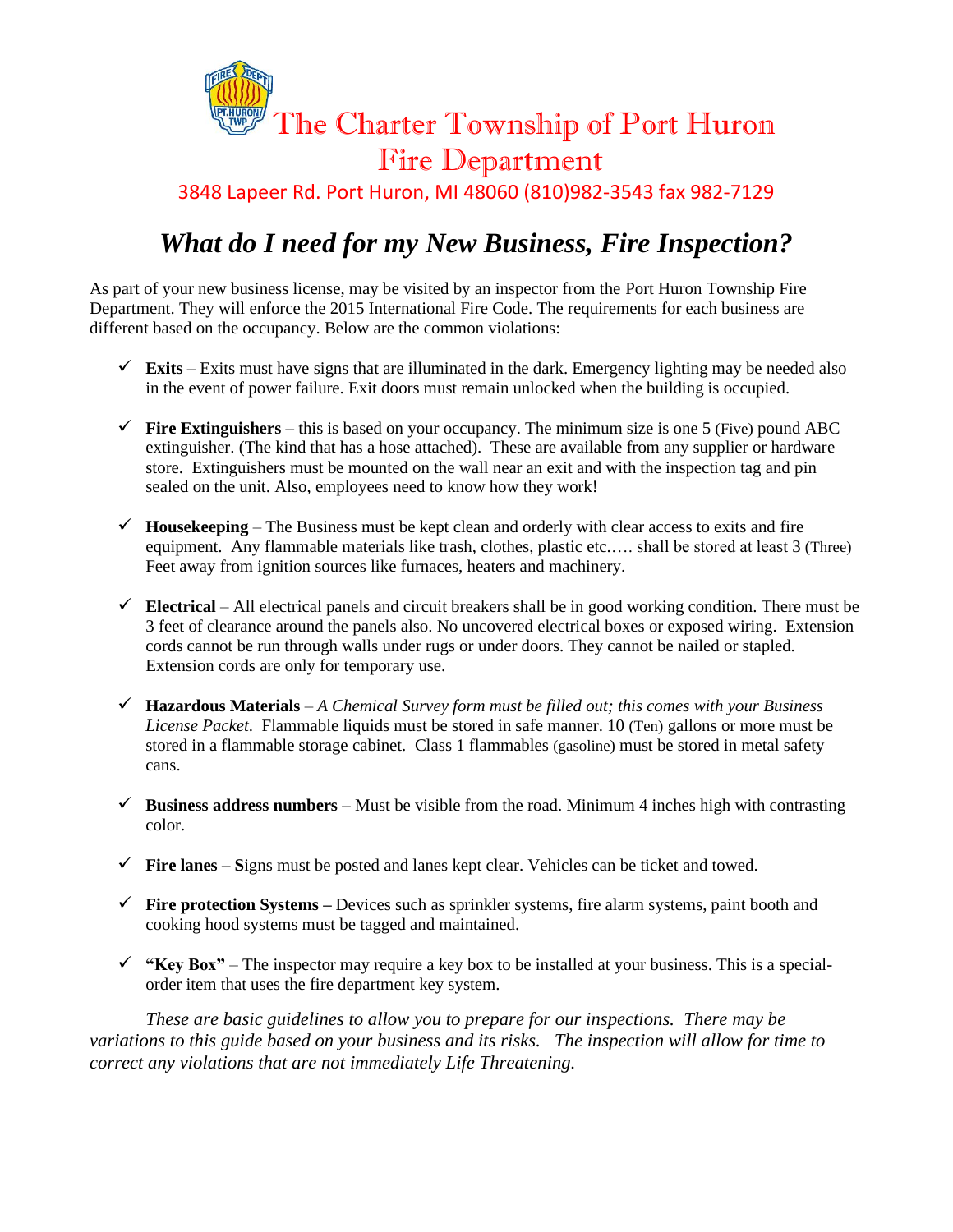# The Charter Township of Port Huron Fire Department

3848 Lapeer Rd. Port Huron, MI 48060 (810)982-3543 fax 982-7129

## *What do I need for my New Business, Fire Inspection?*

As part of your new business license, may be visited by an inspector from the Port Huron Township Fire Department. They will enforce the 2015 International Fire Code. The requirements for each business are different based on the occupancy. Below are the common violations:

- ✓ **Exits** – Exits must have signs that are illuminated in the dark. Emergency lighting may be needed also in the event of power failure. Exit doors must remain unlocked when the building is occupied.
- ✓ **Fire Extinguishers** – this is based on your occupancy. The minimum size is one 5 (Five) pound ABC extinguisher. (The kind that has a hose attached). These are available from any supplier or hardware store. Extinguishers must be mounted on the wall near an exit and with the inspection tag and pin sealed on the unit. Also, employees need to know how they work!
- ✓ **Housekeeping** – The Business must be kept clean and orderly with clear access to exits and fire equipment. Any flammable materials like trash, clothes, plastic etc.…. shall be stored at least 3 (Three) Feet away from ignition sources like furnaces, heaters and machinery.
- ✓ **Electrical** – All electrical panels and circuit breakers shall be in good working condition. There must be 3 feet of clearance around the panels also. No uncovered electrical boxes or exposed wiring. Extension cords cannot be run through walls under rugs or under doors. They cannot be nailed or stapled. Extension cords are only for temporary use.
- ✓ **Hazardous Materials** – *A Chemical Survey form must be filled out; this comes with your Business License Packet*. Flammable liquids must be stored in safe manner. 10 (Ten) gallons or more must be stored in a flammable storage cabinet. Class 1 flammables (gasoline) must be stored in metal safety cans.
- ✓ **Business address numbers** – Must be visible from the road. Minimum 4 inches high with contrasting color.
- ✓ **Fire lanes – S**igns must be posted and lanes kept clear. Vehicles can be ticket and towed.
- ✓ **Fire protection Systems –** Devices such as sprinkler systems, fire alarm systems, paint booth and cooking hood systems must be tagged and maintained.
- ✓ **"Key Box"** – The inspector may require a key box to be installed at your business. This is a special-order item that uses the fire department key system.

*These are basic guidelines to allow you to prepare for our inspections. There may be variations to this guide based on your business and its risks. The inspection will allow for time to correct any violations that are not immediately Life Threatening.*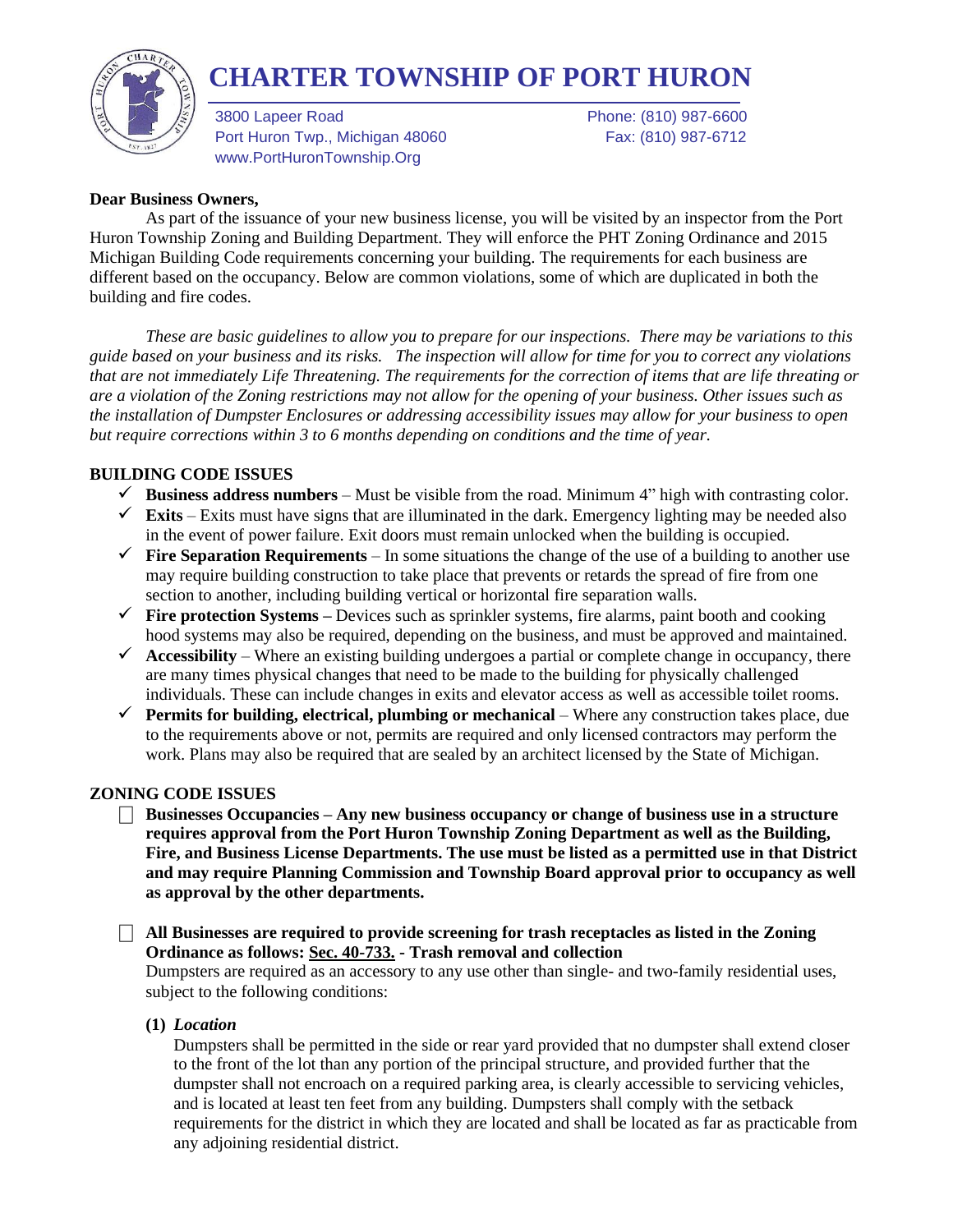# CHARTER TOWNSHIP OF PORT HURON

3800 Lapeer Road
Port Huron Twp., Michigan 48060
www.PortHuronTownship.Org

Phone: (810) 987-6600
Fax: (810) 987-6712

**Dear Business Owners,**

As part of the issuance of your new business license, you will be visited by an inspector from the Port Huron Township Zoning and Building Department. They will enforce the PHT Zoning Ordinance and 2015 Michigan Building Code requirements concerning your building. The requirements for each business are different based on the occupancy. Below are common violations, some of which are duplicated in both the building and fire codes.

*These are basic guidelines to allow you to prepare for our inspections. There may be variations to this guide based on your business and its risks. The inspection will allow for time for you to correct any violations that are not immediately Life Threatening. The requirements for the correction of items that are life threating or are a violation of the Zoning restrictions may not allow for the opening of your business. Other issues such as the installation of Dumpster Enclosures or addressing accessibility issues may allow for your business to open but require corrections within 3 to 6 months depending on conditions and the time of year.*

## BUILDING CODE ISSUES

- ✓ **Business address numbers** – Must be visible from the road. Minimum 4" high with contrasting color.
- ✓ **Exits** – Exits must have signs that are illuminated in the dark. Emergency lighting may be needed also in the event of power failure. Exit doors must remain unlocked when the building is occupied.
- ✓ **Fire Separation Requirements** – In some situations the change of the use of a building to another use may require building construction to take place that prevents or retards the spread of fire from one section to another, including building vertical or horizontal fire separation walls.
- ✓ **Fire protection Systems –** Devices such as sprinkler systems, fire alarms, paint booth and cooking hood systems may also be required, depending on the business, and must be approved and maintained.
- ✓ **Accessibility** – Where an existing building undergoes a partial or complete change in occupancy, there are many times physical changes that need to be made to the building for physically challenged individuals. These can include changes in exits and elevator access as well as accessible toilet rooms.
- ✓ **Permits for building, electrical, plumbing or mechanical** – Where any construction takes place, due to the requirements above or not, permits are required and only licensed contractors may perform the work. Plans may also be required that are sealed by an architect licensed by the State of Michigan.

## ZONING CODE ISSUES

- ☐ **Businesses Occupancies – Any new business occupancy or change of business use in a structure requires approval from the Port Huron Township Zoning Department as well as the Building, Fire, and Business License Departments. The use must be listed as a permitted use in that District and may require Planning Commission and Township Board approval prior to occupancy as well as approval by the other departments.**

- ☐ **All Businesses are required to provide screening for trash receptacles as listed in the Zoning Ordinance as follows: Sec. 40-733. - Trash removal and collection**

  Dumpsters are required as an accessory to any use other than single- and two-family residential uses, subject to the following conditions:

  **(1)** ***Location***

  Dumpsters shall be permitted in the side or rear yard provided that no dumpster shall extend closer to the front of the lot than any portion of the principal structure, and provided further that the dumpster shall not encroach on a required parking area, is clearly accessible to servicing vehicles, and is located at least ten feet from any building. Dumpsters shall comply with the setback requirements for the district in which they are located and shall be located as far as practicable from any adjoining residential district.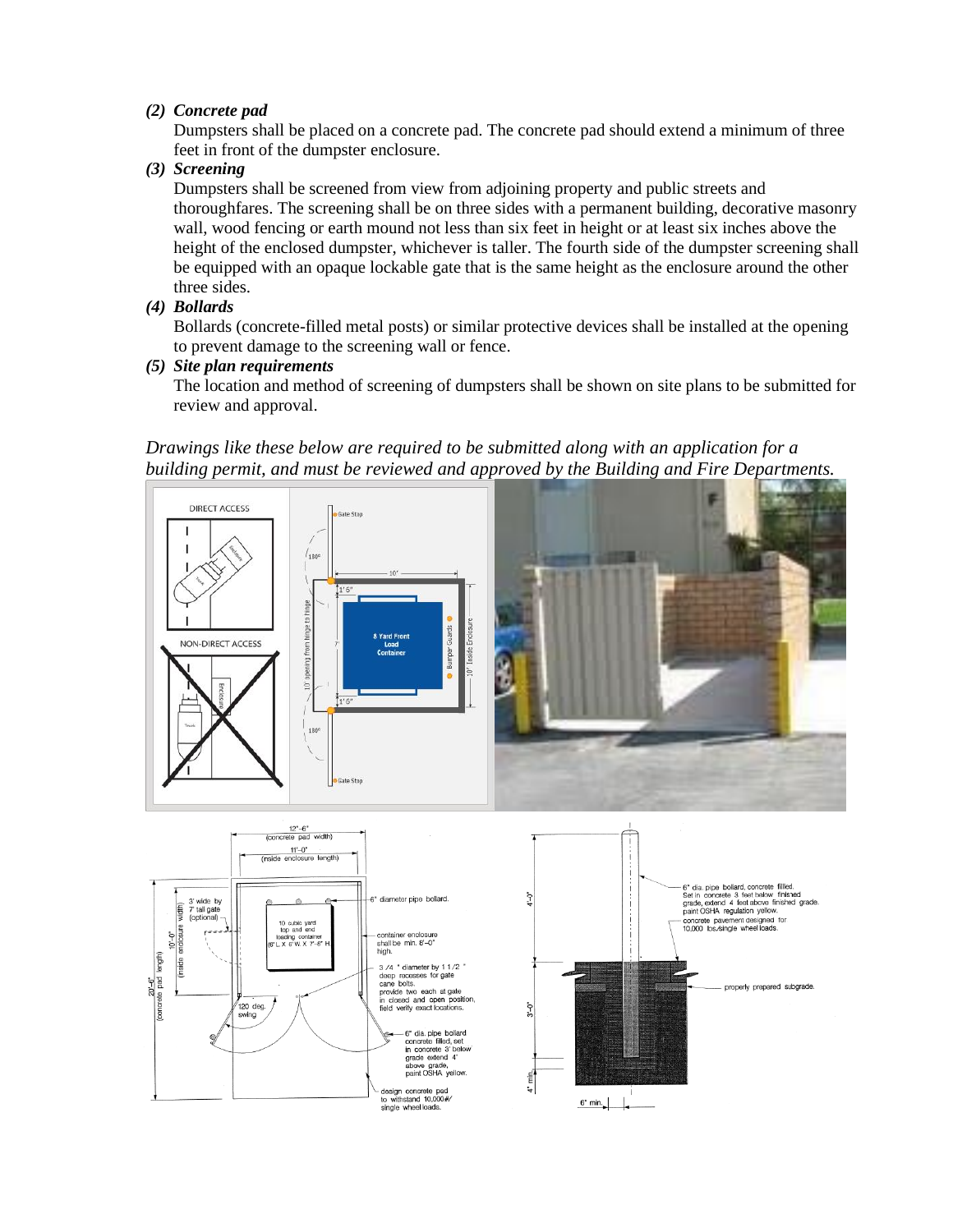*(2) Concrete pad*

Dumpsters shall be placed on a concrete pad. The concrete pad should extend a minimum of three feet in front of the dumpster enclosure.

*(3) Screening*

Dumpsters shall be screened from view from adjoining property and public streets and thoroughfares. The screening shall be on three sides with a permanent building, decorative masonry wall, wood fencing or earth mound not less than six feet in height or at least six inches above the height of the enclosed dumpster, whichever is taller. The fourth side of the dumpster screening shall be equipped with an opaque lockable gate that is the same height as the enclosure around the other three sides.

*(4) Bollards*

Bollards (concrete-filled metal posts) or similar protective devices shall be installed at the opening to prevent damage to the screening wall or fence.

*(5) Site plan requirements*

The location and method of screening of dumpsters shall be shown on site plans to be submitted for review and approval.

*Drawings like these below are required to be submitted along with an application for a building permit, and must be reviewed and approved by the Building and Fire Departments.*

DIRECT ACCESS

NON-DIRECT ACCESS

Gate Stop

180°

10'

1'6"

7'

8 Yard Front Load Container

Bumper Guards

10' Inside Enclosure

10' opening from hinge to hinge

1'6"

180°

Gate Stop

12'-6" (concrete pad width)

11'-0" (inside enclosure length)

3' wide by 7' tall gate (optional)

10'-0" (inside enclosure width)

20'-0" (concrete pad length)

10 cubic yard top and end loading container (6' L X 6' W X 7'-8" H)

6" diameter pipe bollard.

container enclosure shall be min. 8'-0" high.

3/4" diameter by 1 1/2" deep recesses for gate cane bolts. provide two each at gate in closed and open position, field verify exact locations.

120 deg. swing

6" dia. pipe bollard concrete filled, set in concrete 3' below grade extend 4' above grade, paint OSHA yellow.

design concrete pad to withstand 10,000# single wheel loads.

4'-0"

3'-0"

4" min.

6" min.

6" dia. pipe bollard, concrete filled. Set in concrete 3 feet below finished grade, extend 4 feet above finished grade. paint OSHA regulation yellow.

concrete pavement designed for 10,000 lbs./single wheel loads.

properly prepared subgrade.